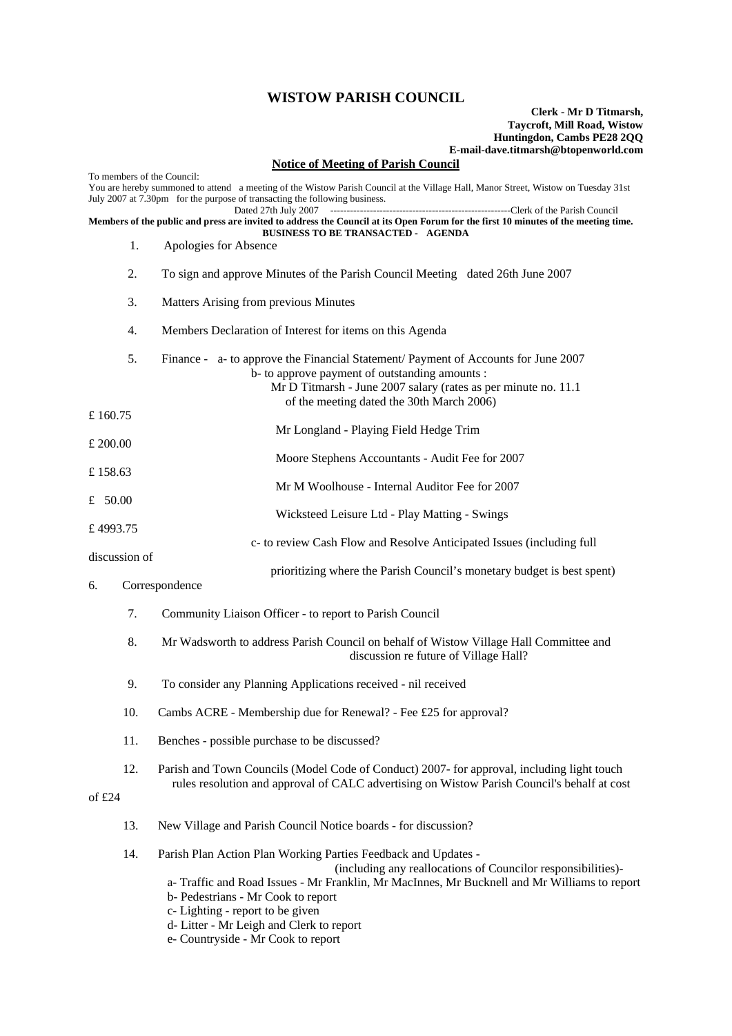# WISTOW PARISH COUNCIL

**Clerk - Mr D Titmarsh,**
**Taycroft, Mill Road, Wistow**
**Huntingdon, Cambs PE28 2QQ**
**E-mail-dave.titmarsh@btopenworld.com**

**Notice of Meeting of Parish Council**

To members of the Council:
You are hereby summoned to attend a meeting of the Wistow Parish Council at the Village Hall, Manor Street, Wistow on Tuesday 31st July 2007 at 7.30pm for the purpose of transacting the following business.

Dated 27th July 2007 -------------------------------------------------------Clerk of the Parish Council

**Members of the public and press are invited to address the Council at its Open Forum for the first 10 minutes of the meeting time.**

**BUSINESS TO BE TRANSACTED - AGENDA**

1. Apologies for Absence

2. To sign and approve Minutes of the Parish Council Meeting dated 26th June 2007

3. Matters Arising from previous Minutes

4. Members Declaration of Interest for items on this Agenda

5. Finance - a- to approve the Financial Statement/ Payment of Accounts for June 2007
   b- to approve payment of outstanding amounts :
   - Mr D Titmarsh - June 2007 salary (rates as per minute no. 11.1 of the meeting dated the 30th March 2006) £ 160.75
   - Mr Longland - Playing Field Hedge Trim £ 200.00
   - Moore Stephens Accountants - Audit Fee for 2007 £ 158.63
   - Mr M Woolhouse - Internal Auditor Fee for 2007 £ 50.00
   - Wicksteed Leisure Ltd - Play Matting - Swings £ 4993.75

   c- to review Cash Flow and Resolve Anticipated Issues (including full discussion of prioritizing where the Parish Council's monetary budget is best spent)

6. Correspondence

7. Community Liaison Officer - to report to Parish Council

8. Mr Wadsworth to address Parish Council on behalf of Wistow Village Hall Committee and discussion re future of Village Hall?

9. To consider any Planning Applications received - nil received

10. Cambs ACRE - Membership due for Renewal? - Fee £25 for approval?

11. Benches - possible purchase to be discussed?

12. Parish and Town Councils (Model Code of Conduct) 2007- for approval, including light touch rules resolution and approval of CALC advertising on Wistow Parish Council's behalf at cost of £24

13. New Village and Parish Council Notice boards - for discussion?

14. Parish Plan Action Plan Working Parties Feedback and Updates - (including any reallocations of Councilor responsibilities)-
   - a- Traffic and Road Issues - Mr Franklin, Mr MacInnes, Mr Bucknell and Mr Williams to report
   - b- Pedestrians - Mr Cook to report
   - c- Lighting - report to be given
   - d- Litter - Mr Leigh and Clerk to report
   - e- Countryside - Mr Cook to report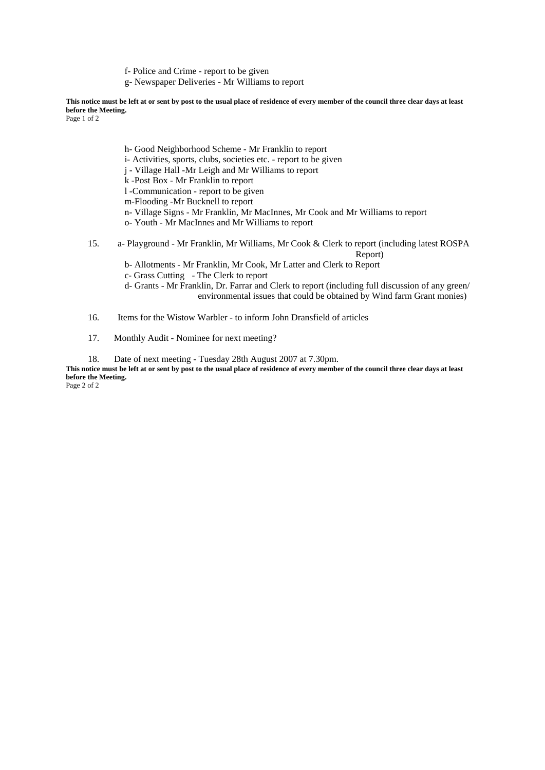f- Police and Crime - report to be given

g- Newspaper Deliveries - Mr Williams to report

**This notice must be left at or sent by post to the usual place of residence of every member of the council three clear days at least before the Meeting.**

h- Good Neighborhood Scheme - Mr Franklin to report

i- Activities, sports, clubs, societies etc. - report to be given

j - Village Hall -Mr Leigh and Mr Williams to report

k -Post Box - Mr Franklin to report

l -Communication - report to be given

m-Flooding -Mr Bucknell to report

n- Village Signs - Mr Franklin, Mr MacInnes, Mr Cook and Mr Williams to report

o- Youth - Mr MacInnes and Mr Williams to report

15. a- Playground - Mr Franklin, Mr Williams, Mr Cook & Clerk to report (including latest ROSPA Report)

    b- Allotments - Mr Franklin, Mr Cook, Mr Latter and Clerk to Report

    c- Grass Cutting - The Clerk to report

    d- Grants - Mr Franklin, Dr. Farrar and Clerk to report (including full discussion of any green/ environmental issues that could be obtained by Wind farm Grant monies)

16. Items for the Wistow Warbler - to inform John Dransfield of articles

17. Monthly Audit - Nominee for next meeting?

18. Date of next meeting - Tuesday 28th August 2007 at 7.30pm.

**This notice must be left at or sent by post to the usual place of residence of every member of the council three clear days at least before the Meeting.**